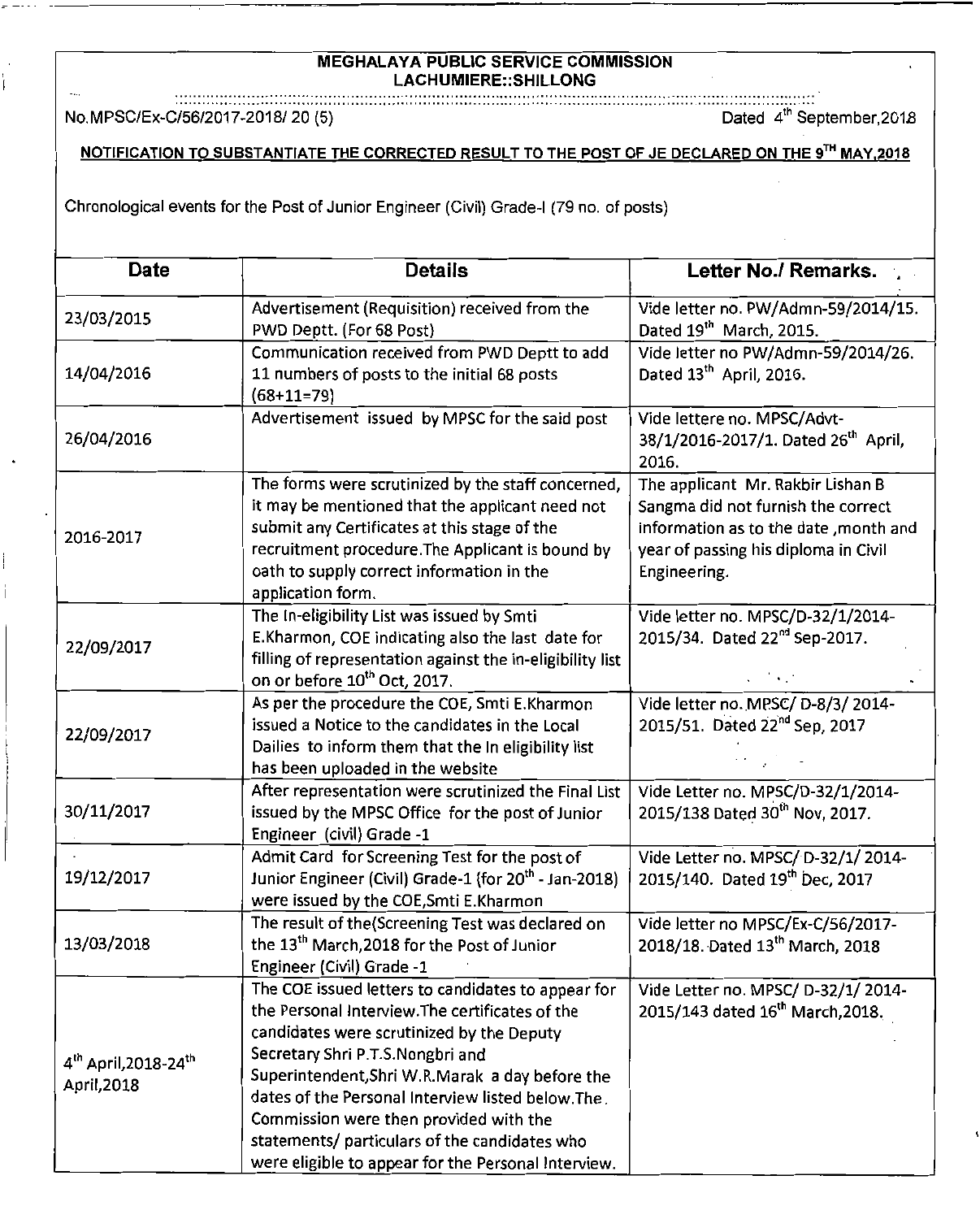**MEGHALAYA PUBLIC SERVICE COMMISSION**
**LACHUMIERE::SHILLONG**

No.MPSC/Ex-C/56/2017-2018/ 20 (5) Dated 4th September,2018

**NOTIFICATION TO SUBSTANTIATE THE CORRECTED RESULT TO THE POST OF JE DECLARED ON THE 9TH MAY,2018**

Chronological events for the Post of Junior Engineer (Civil) Grade-I (79 no. of posts)

| Date | Details | Letter No./ Remarks. |
|---|---|---|
| 23/03/2015 | Advertisement (Requisition) received from the PWD Deptt. (For 68 Post) | Vide letter no. PW/Admn-59/2014/15. Dated 19th March, 2015. |
| 14/04/2016 | Communication received from PWD Deptt to add 11 numbers of posts to the initial 68 posts (68+11=79) | Vide letter no PW/Admn-59/2014/26. Dated 13th April, 2016. |
| 26/04/2016 | Advertisement issued by MPSC for the said post | Vide lettere no. MPSC/Advt-38/1/2016-2017/1. Dated 26th April, 2016. |
| 2016-2017 | The forms were scrutinized by the staff concerned, it may be mentioned that the applicant need not submit any Certificates at this stage of the recruitment procedure.The Applicant is bound by oath to supply correct information in the application form. | The applicant Mr. Rakbir Lishan B Sangma did not furnish the correct information as to the date ,month and year of passing his diploma in Civil Engineering. |
| 22/09/2017 | The In-eligibility List was issued by Smti E.Kharmon, COE indicating also the last date for filling of representation against the in-eligibility list on or before 10th Oct, 2017. | Vide letter no. MPSC/D-32/1/2014-2015/34. Dated 22nd Sep-2017. |
| 22/09/2017 | As per the procedure the COE, Smti E.Kharmon issued a Notice to the candidates in the Local Dailies to inform them that the In eligibility list has been uploaded in the website | Vide letter no. MPSC/ D-8/3/ 2014-2015/51. Dated 22nd Sep, 2017 |
| 30/11/2017 | After representation were scrutinized the Final List issued by the MPSC Office for the post of Junior Engineer (civil) Grade -1 | Vide Letter no. MPSC/D-32/1/2014-2015/138 Dated 30th Nov, 2017. |
| 19/12/2017 | Admit Card for Screening Test for the post of Junior Engineer (Civil) Grade-1 (for 20th - Jan-2018) were issued by the COE,Smti E.Kharmon | Vide Letter no. MPSC/ D-32/1/ 2014-2015/140. Dated 19th Dec, 2017 |
| 13/03/2018 | The result of the(Screening Test was declared on the 13th March,2018 for the Post of Junior Engineer (Civil) Grade -1 | Vide letter no MPSC/Ex-C/56/2017-2018/18. Dated 13th March, 2018 |
| 4th April,2018-24th April,2018 | The COE issued letters to candidates to appear for the Personal Interview.The certificates of the candidates were scrutinized by the Deputy Secretary Shri P.T.S.Nongbri and Superintendent,Shri W.R.Marak a day before the dates of the Personal Interview listed below.The. Commission were then provided with the statements/ particulars of the candidates who were eligible to appear for the Personal Interview. | Vide Letter no. MPSC/ D-32/1/ 2014-2015/143 dated 16th March,2018. |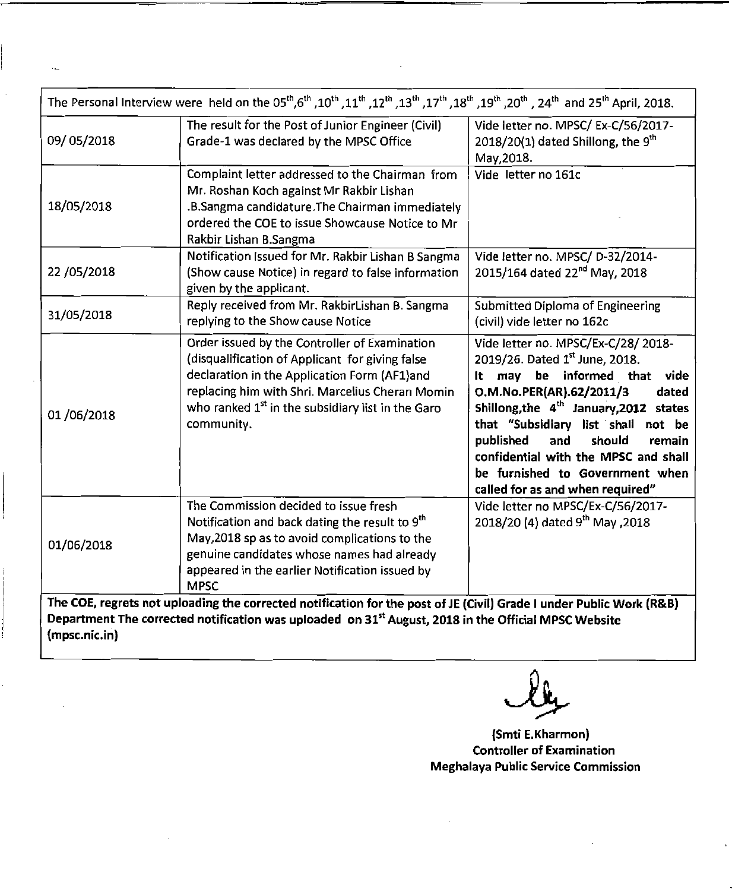| | | |
|---|---|---|
| The Personal Interview were held on the 05th,6th,10th,11th,12th,13th,17th,18th,19th,20th, 24th and 25th April, 2018. | | |
| 09/ 05/2018 | The result for the Post of Junior Engineer (Civil) Grade-1 was declared by the MPSC Office | Vide letter no. MPSC/ Ex-C/56/2017-2018/20(1) dated Shillong, the 9th May,2018. |
| 18/05/2018 | Complaint letter addressed to the Chairman from Mr. Roshan Koch against Mr Rakbir Lishan .B.Sangma candidature.The Chairman immediately ordered the COE to issue Showcause Notice to Mr Rakbir Lishan B.Sangma | Vide letter no 161c |
| 22 /05/2018 | Notification Issued for Mr. Rakbir Lishan B Sangma (Show cause Notice) in regard to false information given by the applicant. | Vide letter no. MPSC/ D-32/2014-2015/164 dated 22nd May, 2018 |
| 31/05/2018 | Reply received from Mr. RakbirLishan B. Sangma replying to the Show cause Notice | Submitted Diploma of Engineering (civil) vide letter no 162c |
| 01 /06/2018 | Order issued by the Controller of Examination (disqualification of Applicant for giving false declaration in the Application Form (AF1)and replacing him with Shri. Marcelius Cheran Momin who ranked 1st in the subsidiary list in the Garo community. | Vide letter no. MPSC/Ex-C/28/ 2018-2019/26. Dated 1st June, 2018. **It may be informed that vide O.M.No.PER(AR).62/2011/3 dated Shillong,the 4th January,2012 states that "Subsidiary list shall not be published and should remain confidential with the MPSC and shall be furnished to Government when called for as and when required"** |
| 01/06/2018 | The Commission decided to issue fresh Notification and back dating the result to 9th May,2018 sp as to avoid complications to the genuine candidates whose names had already appeared in the earlier Notification issued by MPSC | Vide letter no MPSC/Ex-C/56/2017-2018/20 (4) dated 9th May ,2018 |
| **The COE, regrets not uploading the corrected notification for the post of JE (Civil) Grade I under Public Work (R&B) Department The corrected notification was uploaded on 31st August, 2018 in the Official MPSC Website (mpsc.nic.in)** | | |

**(Smti E.Kharmon)**
**Controller of Examination**
**Meghalaya Public Service Commission**